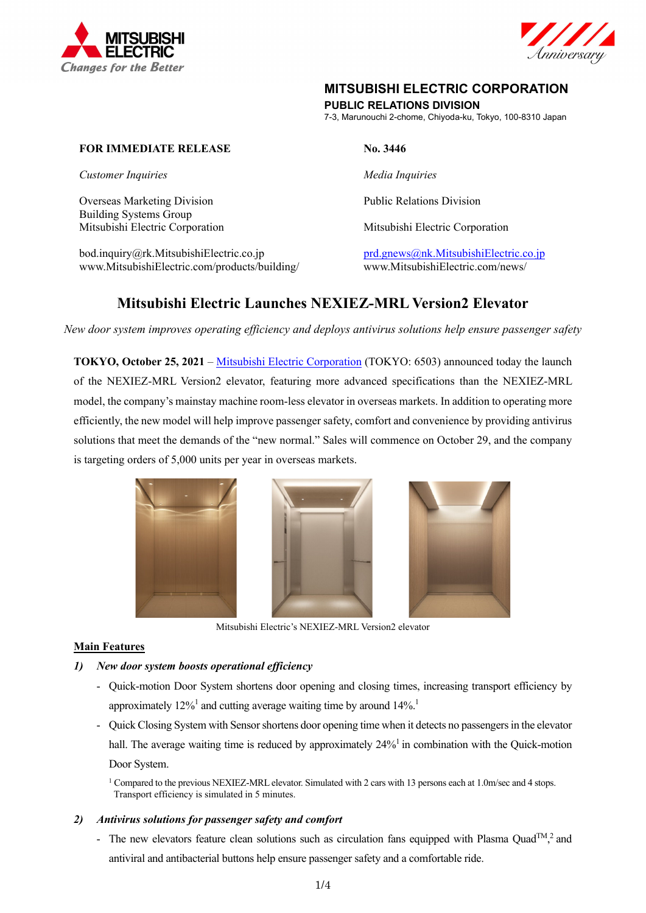MITSUBISHI ELECTRIC CORPORATION

PUBLIC RELATIONS DIVISION

7-3, Marunouchi 2-chome, Chiyoda-ku, Tokyo, 100-8310 Japan

**FOR IMMEDIATE RELEASE**

**No. 3446**

*Customer Inquiries*

Overseas Marketing Division
Building Systems Group
Mitsubishi Electric Corporation

bod.inquiry@rk.MitsubishiElectric.co.jp
www.MitsubishiElectric.com/products/building/

*Media Inquiries*

Public Relations Division

Mitsubishi Electric Corporation

prd.gnews@nk.MitsubishiElectric.co.jp
www.MitsubishiElectric.com/news/

# Mitsubishi Electric Launches NEXIEZ-MRL Version2 Elevator

*New door system improves operating efficiency and deploys antivirus solutions help ensure passenger safety*

**TOKYO, October 25, 2021** – Mitsubishi Electric Corporation (TOKYO: 6503) announced today the launch of the NEXIEZ-MRL Version2 elevator, featuring more advanced specifications than the NEXIEZ-MRL model, the company's mainstay machine room-less elevator in overseas markets. In addition to operating more efficiently, the new model will help improve passenger safety, comfort and convenience by providing antivirus solutions that meet the demands of the "new normal." Sales will commence on October 29, and the company is targeting orders of 5,000 units per year in overseas markets.

Mitsubishi Electric's NEXIEZ-MRL Version2 elevator

## Main Features

***1) New door system boosts operational efficiency***

- Quick-motion Door System shortens door opening and closing times, increasing transport efficiency by approximately 12%[1] and cutting average waiting time by around 14%.[1]
- Quick Closing System with Sensor shortens door opening time when it detects no passengers in the elevator hall. The average waiting time is reduced by approximately 24%[1] in combination with the Quick-motion Door System.

[1] Compared to the previous NEXIEZ-MRL elevator. Simulated with 2 cars with 13 persons each at 1.0m/sec and 4 stops. Transport efficiency is simulated in 5 minutes.

***2) Antivirus solutions for passenger safety and comfort***

- The new elevators feature clean solutions such as circulation fans equipped with Plasma Quad™,[2] and antiviral and antibacterial buttons help ensure passenger safety and a comfortable ride.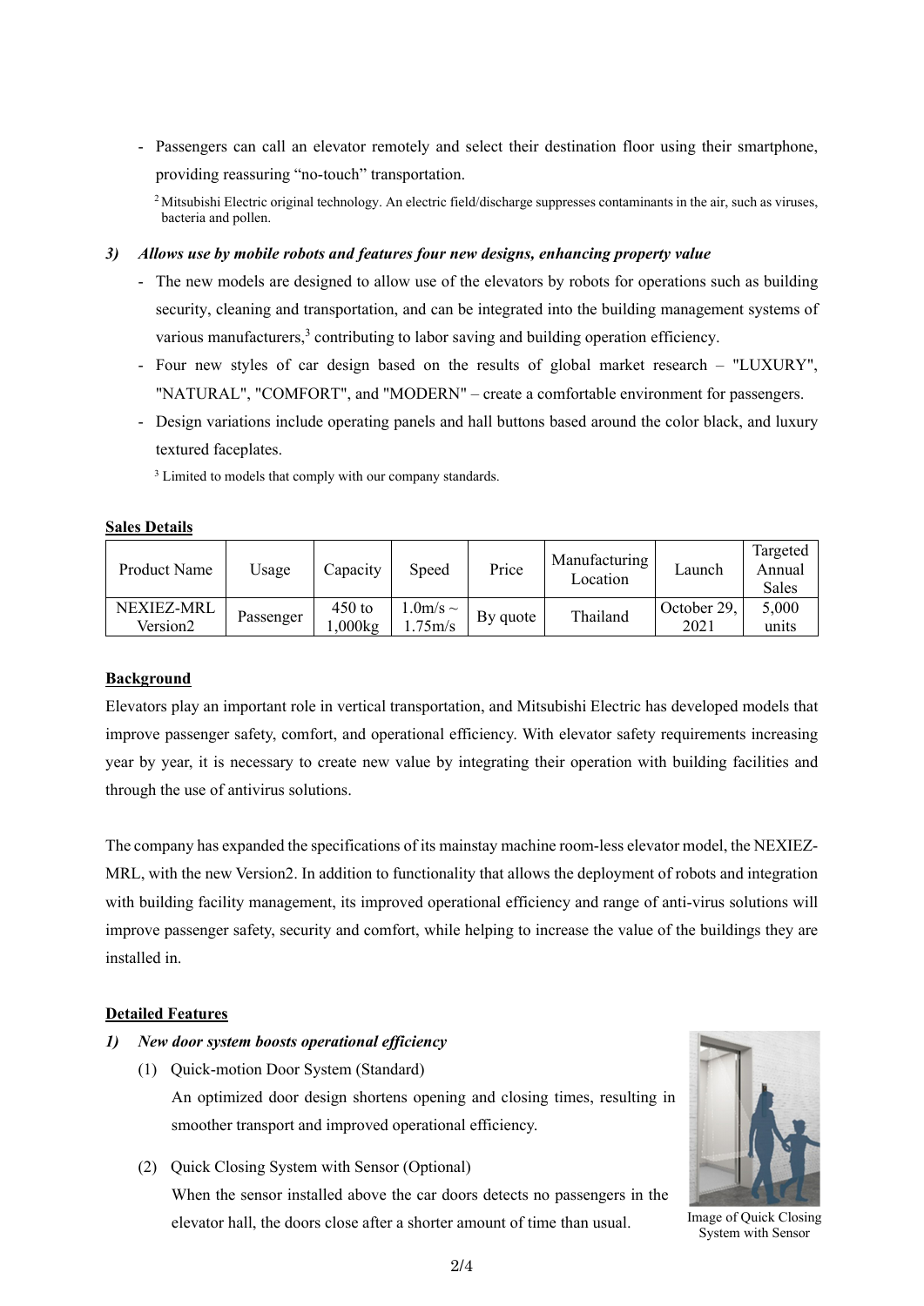- Passengers can call an elevator remotely and select their destination floor using their smartphone, providing reassuring "no-touch" transportation.

  [2] Mitsubishi Electric original technology. An electric field/discharge suppresses contaminants in the air, such as viruses, bacteria and pollen.

***3) Allows use by mobile robots and features four new designs, enhancing property value***

- The new models are designed to allow use of the elevators by robots for operations such as building security, cleaning and transportation, and can be integrated into the building management systems of various manufacturers,[3] contributing to labor saving and building operation efficiency.
- Four new styles of car design based on the results of global market research – "LUXURY", "NATURAL", "COMFORT", and "MODERN" – create a comfortable environment for passengers.
- Design variations include operating panels and hall buttons based around the color black, and luxury textured faceplates.

  [3] Limited to models that comply with our company standards.

**Sales Details**

| Product Name | Usage | Capacity | Speed | Price | Manufacturing Location | Launch | Targeted Annual Sales |
|---|---|---|---|---|---|---|---|
| NEXIEZ-MRL Version2 | Passenger | 450 to 1,000kg | 1.0m/s ~ 1.75m/s | By quote | Thailand | October 29, 2021 | 5,000 units |

**Background**

Elevators play an important role in vertical transportation, and Mitsubishi Electric has developed models that improve passenger safety, comfort, and operational efficiency. With elevator safety requirements increasing year by year, it is necessary to create new value by integrating their operation with building facilities and through the use of antivirus solutions.

The company has expanded the specifications of its mainstay machine room-less elevator model, the NEXIEZ-MRL, with the new Version2. In addition to functionality that allows the deployment of robots and integration with building facility management, its improved operational efficiency and range of anti-virus solutions will improve passenger safety, security and comfort, while helping to increase the value of the buildings they are installed in.

**Detailed Features**

***1) New door system boosts operational efficiency***

(1) Quick-motion Door System (Standard)

An optimized door design shortens opening and closing times, resulting in smoother transport and improved operational efficiency.

(2) Quick Closing System with Sensor (Optional)

When the sensor installed above the car doors detects no passengers in the elevator hall, the doors close after a shorter amount of time than usual.

Image of Quick Closing System with Sensor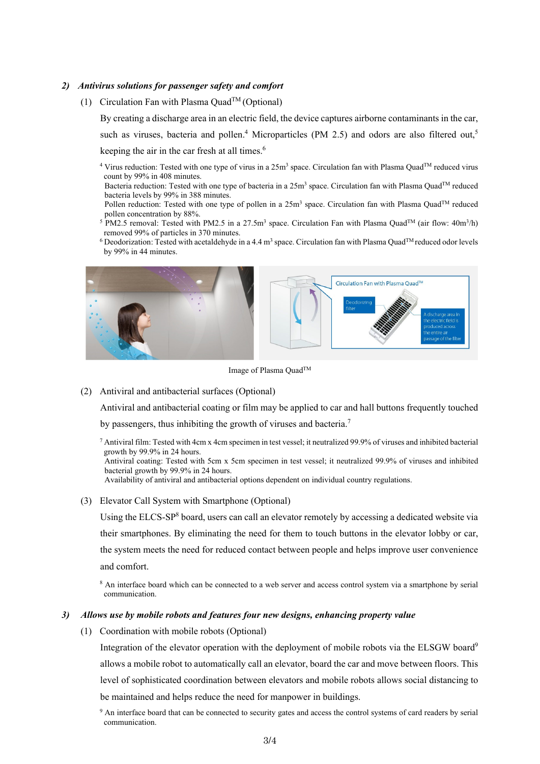### *2) Antivirus solutions for passenger safety and comfort*

(1) Circulation Fan with Plasma Quad™ (Optional)

By creating a discharge area in an electric field, the device captures airborne contaminants in the car, such as viruses, bacteria and pollen.[4] Microparticles (PM 2.5) and odors are also filtered out,[5] keeping the air in the car fresh at all times.[6]

[4] Virus reduction: Tested with one type of virus in a 25m$^3$ space. Circulation fan with Plasma Quad™ reduced virus count by 99% in 408 minutes.
Bacteria reduction: Tested with one type of bacteria in a 25m$^3$ space. Circulation fan with Plasma Quad™ reduced bacteria levels by 99% in 388 minutes.
Pollen reduction: Tested with one type of pollen in a 25m$^3$ space. Circulation fan with Plasma Quad™ reduced pollen concentration by 88%.

[5] PM2.5 removal: Tested with PM2.5 in a 27.5m$^3$ space. Circulation Fan with Plasma Quad™ (air flow: 40m$^3$/h) removed 99% of particles in 370 minutes.

[6] Deodorization: Tested with acetaldehyde in a 4.4 m$^3$ space. Circulation fan with Plasma Quad™ reduced odor levels by 99% in 44 minutes.

Image of Plasma Quad™

(2) Antiviral and antibacterial surfaces (Optional)

Antiviral and antibacterial coating or film may be applied to car and hall buttons frequently touched by passengers, thus inhibiting the growth of viruses and bacteria.[7]

[7] Antiviral film: Tested with 4cm x 4cm specimen in test vessel; it neutralized 99.9% of viruses and inhibited bacterial growth by 99.9% in 24 hours.
Antiviral coating: Tested with 5cm x 5cm specimen in test vessel; it neutralized 99.9% of viruses and inhibited bacterial growth by 99.9% in 24 hours.
Availability of antiviral and antibacterial options dependent on individual country regulations.

(3) Elevator Call System with Smartphone (Optional)

Using the ELCS-SP[8] board, users can call an elevator remotely by accessing a dedicated website via their smartphones. By eliminating the need for them to touch buttons in the elevator lobby or car, the system meets the need for reduced contact between people and helps improve user convenience and comfort.

[8] An interface board which can be connected to a web server and access control system via a smartphone by serial communication.

### *3) Allows use by mobile robots and features four new designs, enhancing property value*

(1) Coordination with mobile robots (Optional)

Integration of the elevator operation with the deployment of mobile robots via the ELSGW board[9] allows a mobile robot to automatically call an elevator, board the car and move between floors. This level of sophisticated coordination between elevators and mobile robots allows social distancing to be maintained and helps reduce the need for manpower in buildings.

[9] An interface board that can be connected to security gates and access the control systems of card readers by serial communication.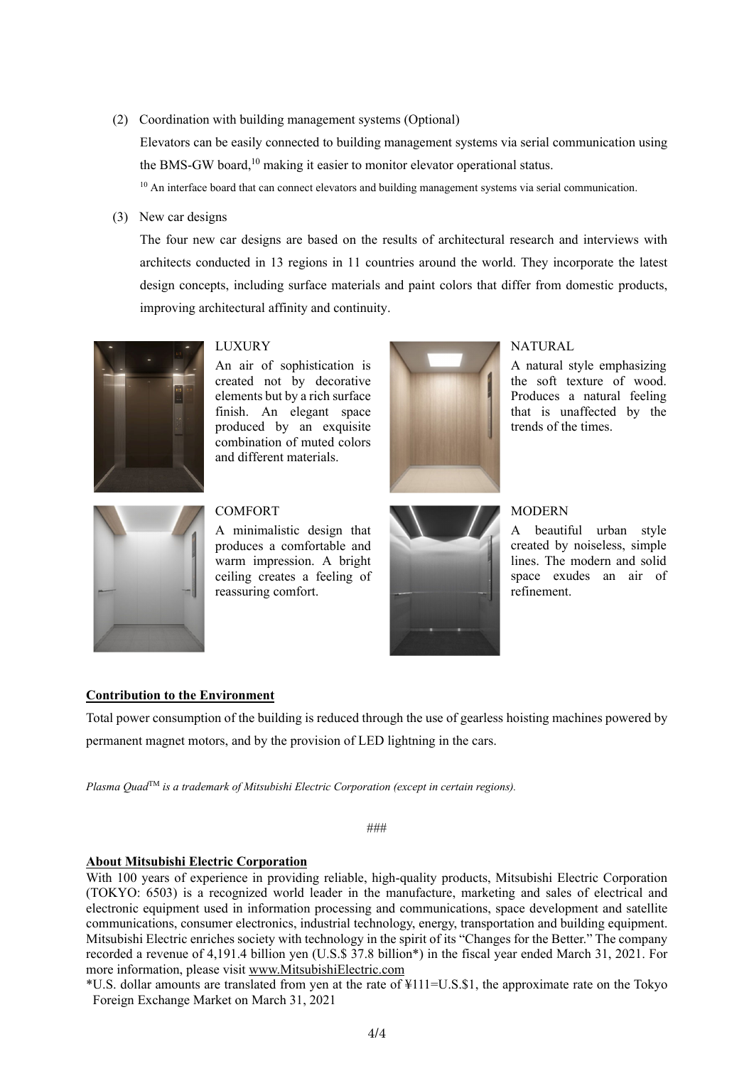(2) Coordination with building management systems (Optional)

Elevators can be easily connected to building management systems via serial communication using the BMS-GW board,[10] making it easier to monitor elevator operational status.

[10] An interface board that can connect elevators and building management systems via serial communication.

(3) New car designs

The four new car designs are based on the results of architectural research and interviews with architects conducted in 13 regions in 11 countries around the world. They incorporate the latest design concepts, including surface materials and paint colors that differ from domestic products, improving architectural affinity and continuity.

LUXURY

An air of sophistication is created not by decorative elements but by a rich surface finish. An elegant space produced by an exquisite combination of muted colors and different materials.

NATURAL

A natural style emphasizing the soft texture of wood. Produces a natural feeling that is unaffected by the trends of the times.

COMFORT

A minimalistic design that produces a comfortable and warm impression. A bright ceiling creates a feeling of reassuring comfort.

MODERN

A beautiful urban style created by noiseless, simple lines. The modern and solid space exudes an air of refinement.

**Contribution to the Environment**

Total power consumption of the building is reduced through the use of gearless hoisting machines powered by permanent magnet motors, and by the provision of LED lightning in the cars.

*Plasma Quad™ is a trademark of Mitsubishi Electric Corporation (except in certain regions).*

###

**About Mitsubishi Electric Corporation**

With 100 years of experience in providing reliable, high-quality products, Mitsubishi Electric Corporation (TOKYO: 6503) is a recognized world leader in the manufacture, marketing and sales of electrical and electronic equipment used in information processing and communications, space development and satellite communications, consumer electronics, industrial technology, energy, transportation and building equipment. Mitsubishi Electric enriches society with technology in the spirit of its "Changes for the Better." The company recorded a revenue of 4,191.4 billion yen (U.S.$ 37.8 billion*) in the fiscal year ended March 31, 2021. For more information, please visit www.MitsubishiElectric.com

*U.S. dollar amounts are translated from yen at the rate of ¥111=U.S.$1, the approximate rate on the Tokyo Foreign Exchange Market on March 31, 2021